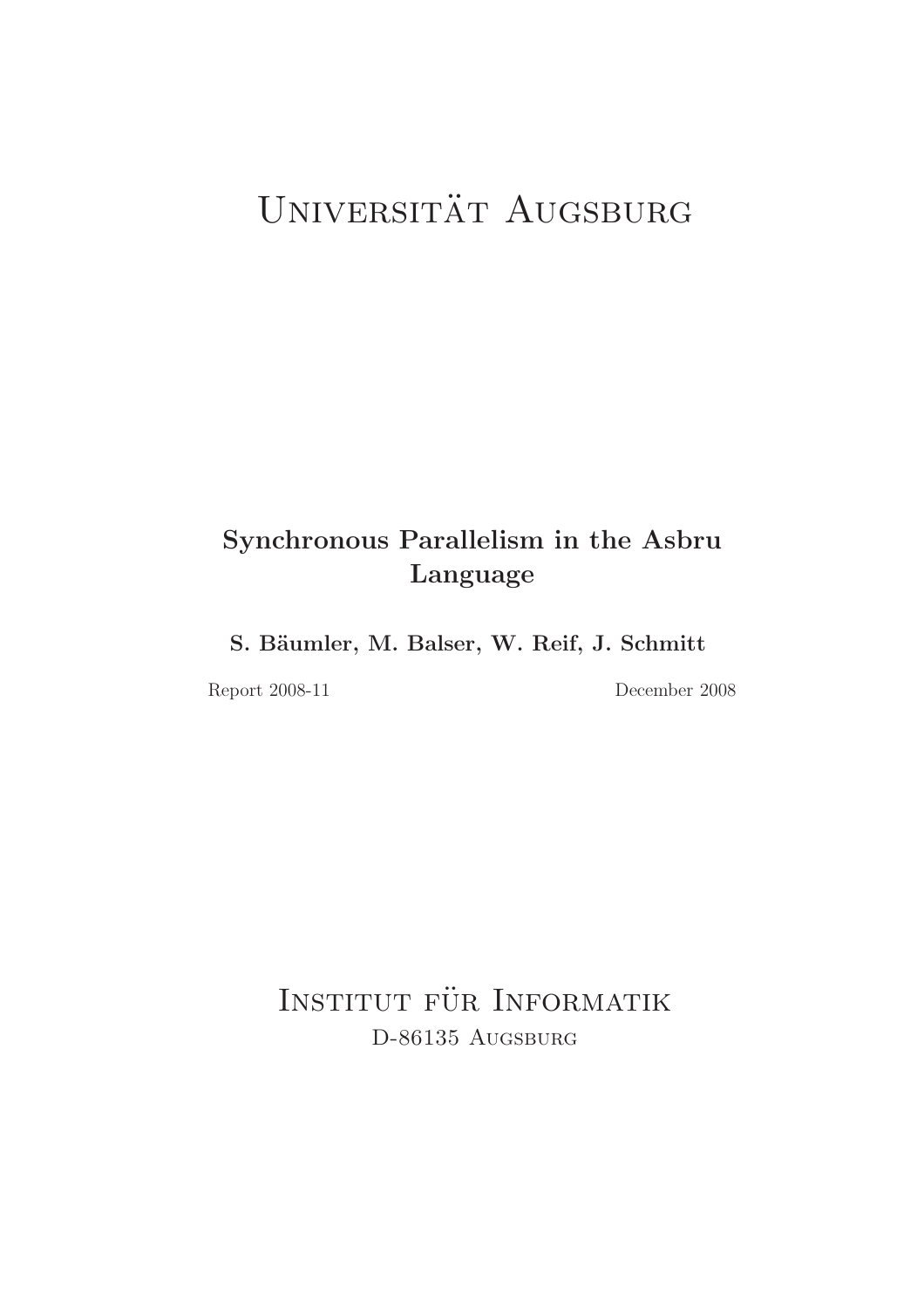# Universität Augsburg

## Synchronous Parallelism in the Asbru Language

**S. Bäumler, M. Balser, W. Reif, J. Schmitt**

Report 2008-11

December 2008

# Institut für Informatik

D-86135 Augsburg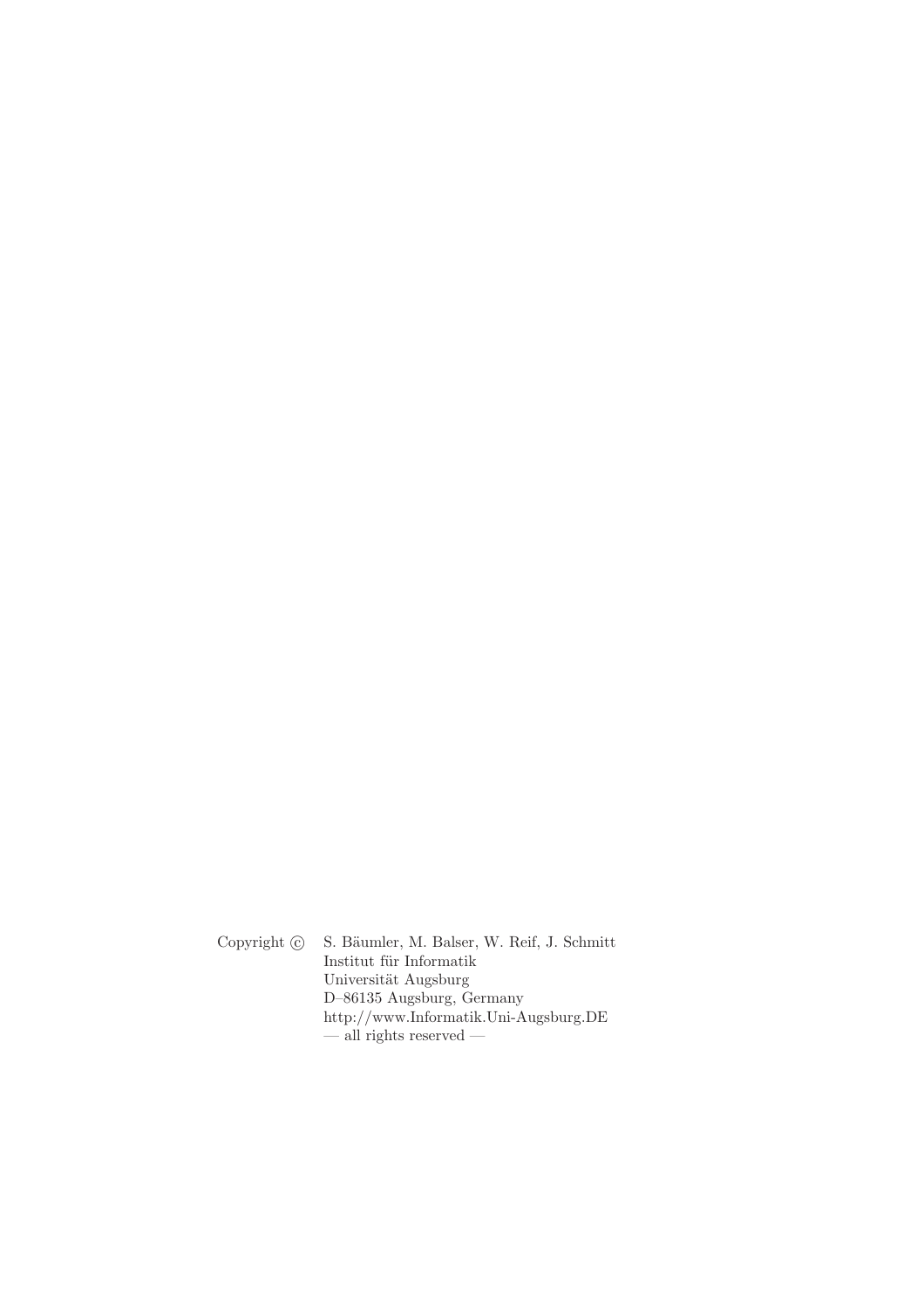Copyright © S. Bäumler, M. Balser, W. Reif, J. Schmitt
Institut für Informatik
Universität Augsburg
D–86135 Augsburg, Germany
http://www.Informatik.Uni-Augsburg.DE
— all rights reserved —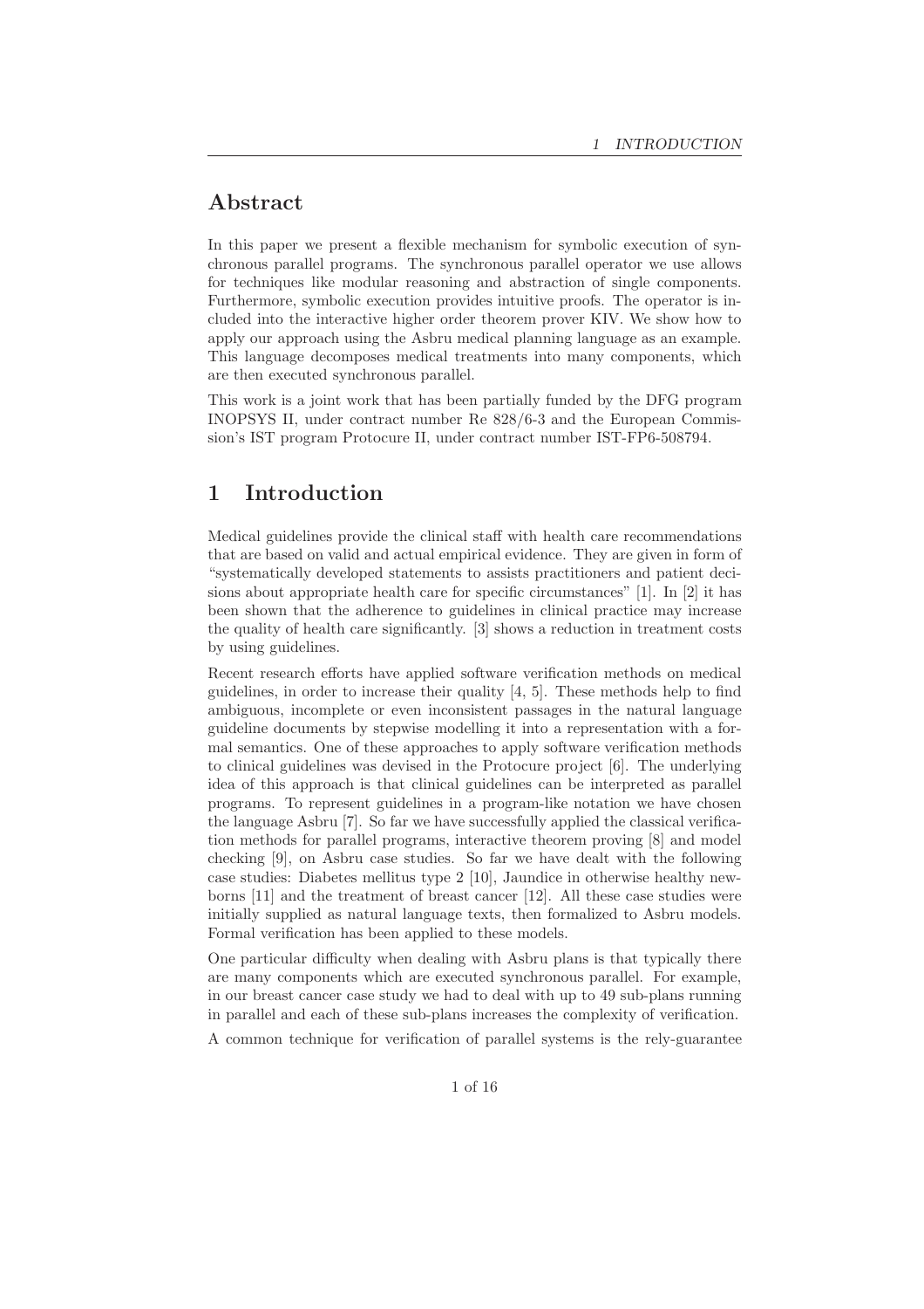## Abstract

In this paper we present a flexible mechanism for symbolic execution of synchronous parallel programs. The synchronous parallel operator we use allows for techniques like modular reasoning and abstraction of single components. Furthermore, symbolic execution provides intuitive proofs. The operator is included into the interactive higher order theorem prover KIV. We show how to apply our approach using the Asbru medical planning language as an example. This language decomposes medical treatments into many components, which are then executed synchronous parallel.

This work is a joint work that has been partially funded by the DFG program INOPSYS II, under contract number Re 828/6-3 and the European Commission's IST program Protocure II, under contract number IST-FP6-508794.

# 1 Introduction

Medical guidelines provide the clinical staff with health care recommendations that are based on valid and actual empirical evidence. They are given in form of "systematically developed statements to assists practitioners and patient decisions about appropriate health care for specific circumstances" [1]. In [2] it has been shown that the adherence to guidelines in clinical practice may increase the quality of health care significantly. [3] shows a reduction in treatment costs by using guidelines.

Recent research efforts have applied software verification methods on medical guidelines, in order to increase their quality [4, 5]. These methods help to find ambiguous, incomplete or even inconsistent passages in the natural language guideline documents by stepwise modelling it into a representation with a formal semantics. One of these approaches to apply software verification methods to clinical guidelines was devised in the Protocure project [6]. The underlying idea of this approach is that clinical guidelines can be interpreted as parallel programs. To represent guidelines in a program-like notation we have chosen the language Asbru [7]. So far we have successfully applied the classical verification methods for parallel programs, interactive theorem proving [8] and model checking [9], on Asbru case studies. So far we have dealt with the following case studies: Diabetes mellitus type 2 [10], Jaundice in otherwise healthy newborns [11] and the treatment of breast cancer [12]. All these case studies were initially supplied as natural language texts, then formalized to Asbru models. Formal verification has been applied to these models.

One particular difficulty when dealing with Asbru plans is that typically there are many components which are executed synchronous parallel. For example, in our breast cancer case study we had to deal with up to 49 sub-plans running in parallel and each of these sub-plans increases the complexity of verification.

A common technique for verification of parallel systems is the rely-guarantee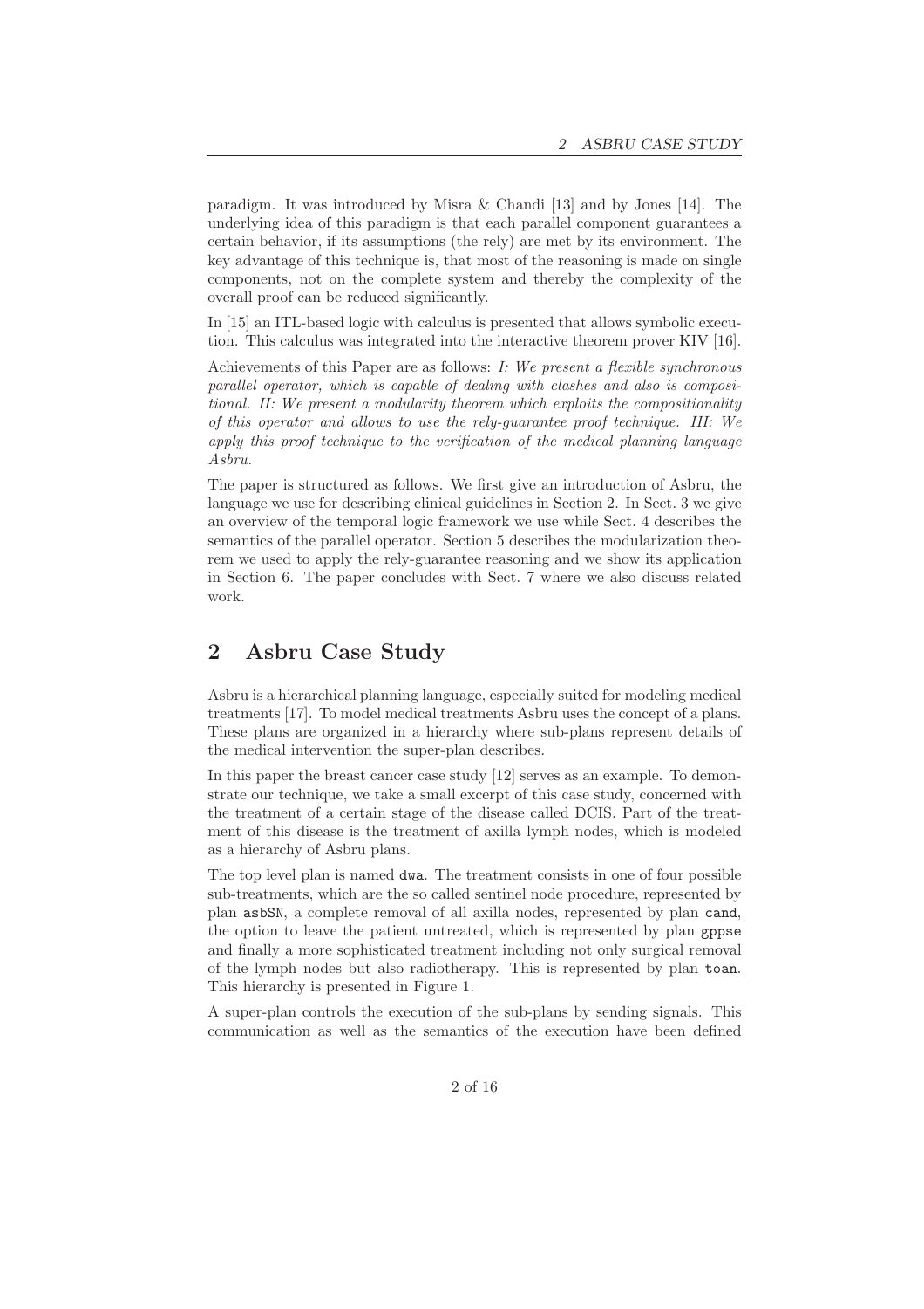paradigm. It was introduced by Misra & Chandi [13] and by Jones [14]. The underlying idea of this paradigm is that each parallel component guarantees a certain behavior, if its assumptions (the rely) are met by its environment. The key advantage of this technique is, that most of the reasoning is made on single components, not on the complete system and thereby the complexity of the overall proof can be reduced significantly.

In [15] an ITL-based logic with calculus is presented that allows symbolic execution. This calculus was integrated into the interactive theorem prover KIV [16].

Achievements of this Paper are as follows: *I: We present a flexible synchronous parallel operator, which is capable of dealing with clashes and also is compositional. II: We present a modularity theorem which exploits the compositionality of this operator and allows to use the rely-guarantee proof technique. III: We apply this proof technique to the verification of the medical planning language Asbru.*

The paper is structured as follows. We first give an introduction of Asbru, the language we use for describing clinical guidelines in Section 2. In Sect. 3 we give an overview of the temporal logic framework we use while Sect. 4 describes the semantics of the parallel operator. Section 5 describes the modularization theorem we used to apply the rely-guarantee reasoning and we show its application in Section 6. The paper concludes with Sect. 7 where we also discuss related work.

## 2 Asbru Case Study

Asbru is a hierarchical planning language, especially suited for modeling medical treatments [17]. To model medical treatments Asbru uses the concept of a plans. These plans are organized in a hierarchy where sub-plans represent details of the medical intervention the super-plan describes.

In this paper the breast cancer case study [12] serves as an example. To demonstrate our technique, we take a small excerpt of this case study, concerned with the treatment of a certain stage of the disease called DCIS. Part of the treatment of this disease is the treatment of axilla lymph nodes, which is modeled as a hierarchy of Asbru plans.

The top level plan is named `dwa`. The treatment consists in one of four possible sub-treatments, which are the so called sentinel node procedure, represented by plan `asbSN`, a complete removal of all axilla nodes, represented by plan `cand`, the option to leave the patient untreated, which is represented by plan `gppse` and finally a more sophisticated treatment including not only surgical removal of the lymph nodes but also radiotherapy. This is represented by plan `toan`. This hierarchy is presented in Figure 1.

A super-plan controls the execution of the sub-plans by sending signals. This communication as well as the semantics of the execution have been defined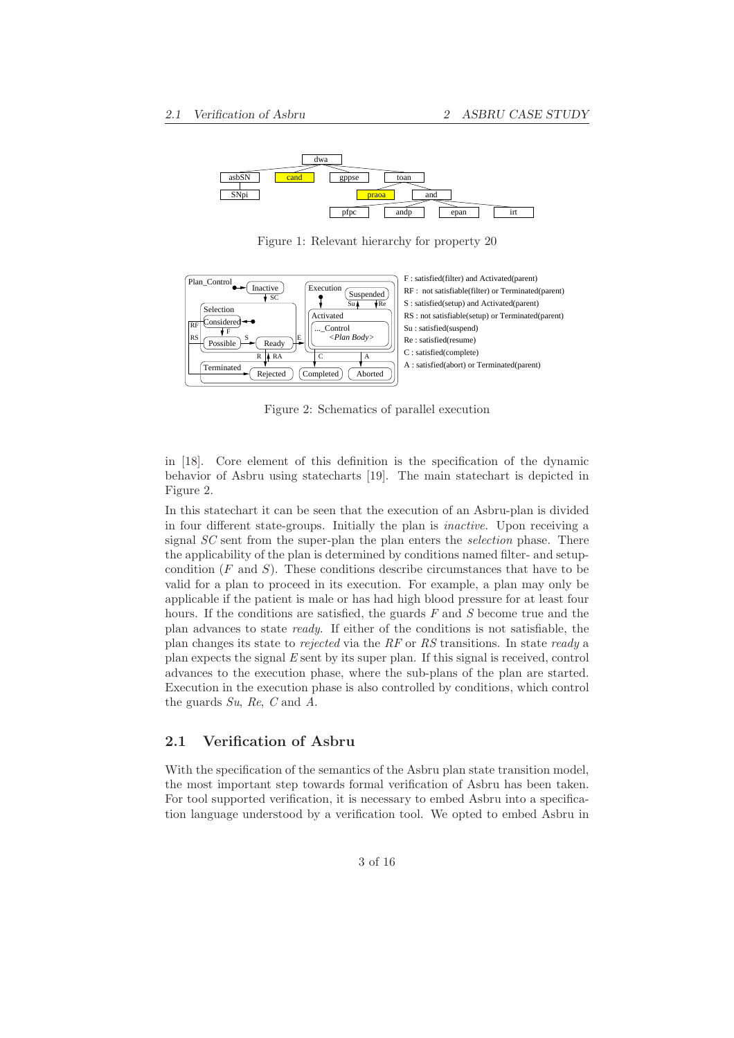Figure 1: Relevant hierarchy for property 20

F : satisfied(filter) and Activated(parent)
RF : not satisfiable(filter) or Terminated(parent)
S : satisfied(setup) and Activated(parent)
RS : not satisfiable(setup) or Terminated(parent)
Su : satisfied(suspend)
Re : satisfied(resume)
C : satisfied(complete)
A : satisfied(abort) or Terminated(parent)

Figure 2: Schematics of parallel execution

in [18]. Core element of this definition is the specification of the dynamic behavior of Asbru using statecharts [19]. The main statechart is depicted in Figure 2.

In this statechart it can be seen that the execution of an Asbru-plan is divided in four different state-groups. Initially the plan is *inactive*. Upon receiving a signal *SC* sent from the super-plan the plan enters the *selection* phase. There the applicability of the plan is determined by conditions named filter- and setup-condition (*F* and *S*). These conditions describe circumstances that have to be valid for a plan to proceed in its execution. For example, a plan may only be applicable if the patient is male or has had high blood pressure for at least four hours. If the conditions are satisfied, the guards *F* and *S* become true and the plan advances to state *ready*. If either of the conditions is not satisfiable, the plan changes its state to *rejected* via the *RF* or *RS* transitions. In state *ready* a plan expects the signal *E* sent by its super plan. If this signal is received, control advances to the execution phase, where the sub-plans of the plan are started. Execution in the execution phase is also controlled by conditions, which control the guards *Su*, *Re*, *C* and *A*.

## 2.1 Verification of Asbru

With the specification of the semantics of the Asbru plan state transition model, the most important step towards formal verification of Asbru has been taken. For tool supported verification, it is necessary to embed Asbru into a specification language understood by a verification tool. We opted to embed Asbru in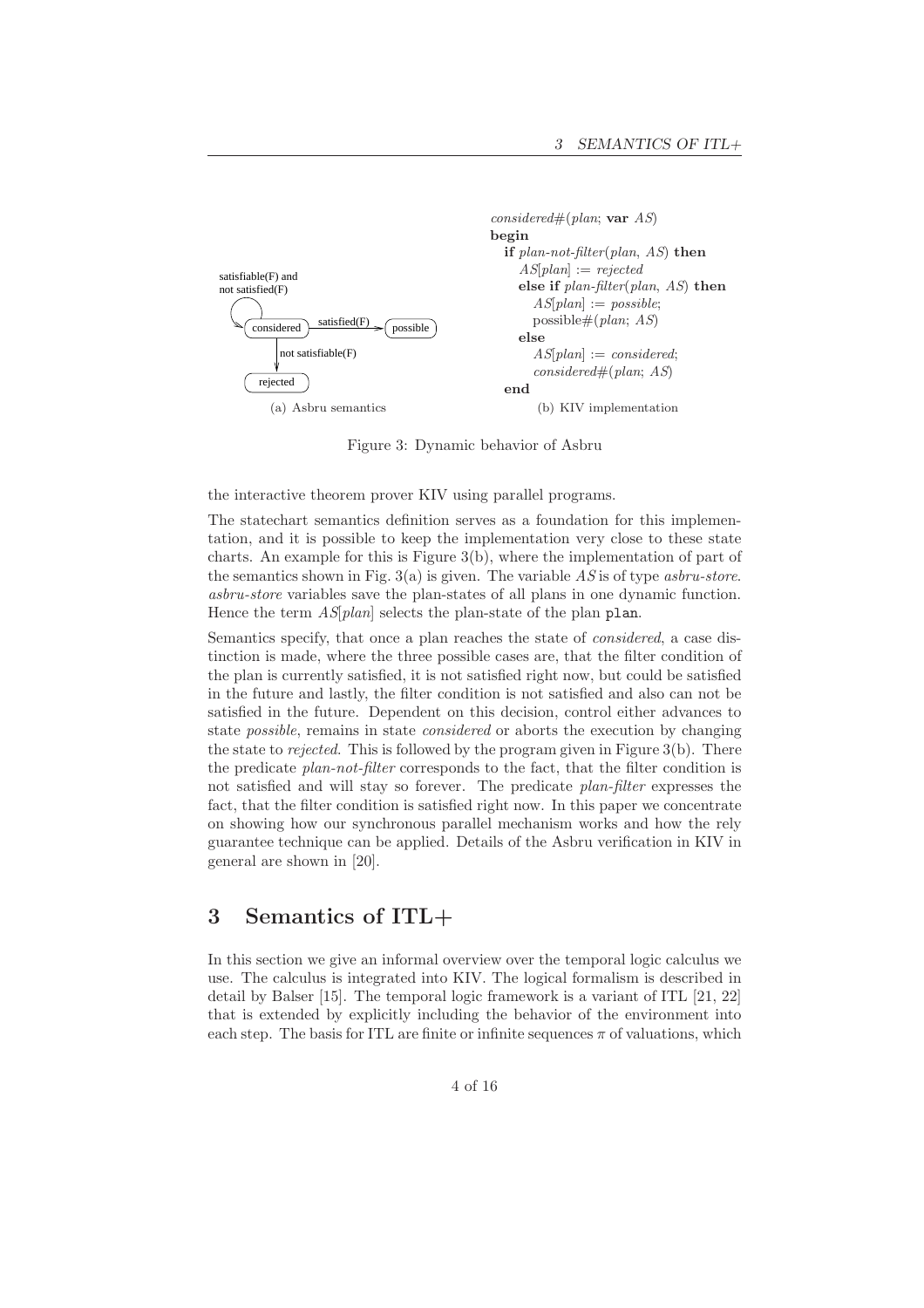```
considered#(plan; var AS)
begin
  if plan-not-filter(plan, AS) then
    AS[plan] := rejected
    else if plan-filter(plan, AS) then
      AS[plan] := possible;
      possible#(plan; AS)
    else
      AS[plan] := considered;
      considered#(plan; AS)
end
```

(a) Asbru semantics (b) KIV implementation

Figure 3: Dynamic behavior of Asbru

the interactive theorem prover KIV using parallel programs.

The statechart semantics definition serves as a foundation for this implementation, and it is possible to keep the implementation very close to these state charts. An example for this is Figure 3(b), where the implementation of part of the semantics shown in Fig. 3(a) is given. The variable *AS* is of type *asbru-store*. *asbru-store* variables save the plan-states of all plans in one dynamic function. Hence the term *AS*[*plan*] selects the plan-state of the plan `plan`.

Semantics specify, that once a plan reaches the state of *considered*, a case distinction is made, where the three possible cases are, that the filter condition of the plan is currently satisfied, it is not satisfied right now, but could be satisfied in the future and lastly, the filter condition is not satisfied and also can not be satisfied in the future. Dependent on this decision, control either advances to state *possible*, remains in state *considered* or aborts the execution by changing the state to *rejected*. This is followed by the program given in Figure 3(b). There the predicate *plan-not-filter* corresponds to the fact, that the filter condition is not satisfied and will stay so forever. The predicate *plan-filter* expresses the fact, that the filter condition is satisfied right now. In this paper we concentrate on showing how our synchronous parallel mechanism works and how the rely guarantee technique can be applied. Details of the Asbru verification in KIV in general are shown in [20].

## 3 Semantics of ITL+

In this section we give an informal overview over the temporal logic calculus we use. The calculus is integrated into KIV. The logical formalism is described in detail by Balser [15]. The temporal logic framework is a variant of ITL [21, 22] that is extended by explicitly including the behavior of the environment into each step. The basis for ITL are finite or infinite sequences $\pi$ of valuations, which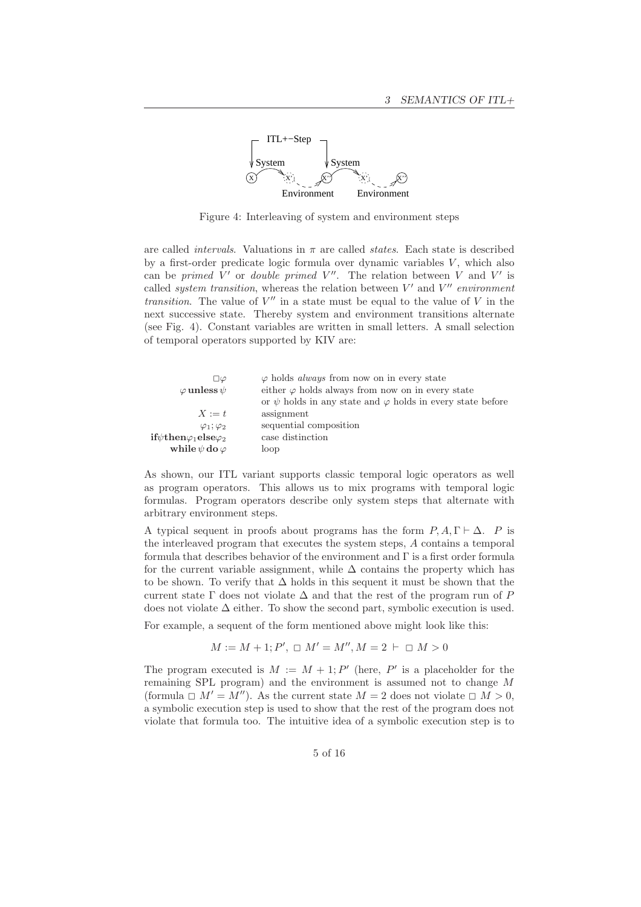Figure 4: Interleaving of system and environment steps

are called *intervals*. Valuations in $\pi$ are called *states*. Each state is described by a first-order predicate logic formula over dynamic variables $V$, which also can be *primed* $V'$ or *double primed* $V''$. The relation between $V$ and $V'$ is called *system transition*, whereas the relation between $V'$ and $V''$ *environment transition*. The value of $V''$ in a state must be equal to the value of $V$ in the next successive state. Thereby system and environment transitions alternate (see Fig. 4). Constant variables are written in small letters. A small selection of temporal operators supported by KIV are:

| | |
|---|---|
| $\Box\varphi$ | $\varphi$ holds *always* from now on in every state |
| $\varphi\,\textbf{unless}\,\psi$ | either $\varphi$ holds always from now on in every state<br>or $\psi$ holds in any state and $\varphi$ holds in every state before |
| $X := t$ | assignment |
| $\varphi_1; \varphi_2$ | sequential composition |
| $\textbf{if}\psi\textbf{then}\varphi_1\textbf{else}\varphi_2$ | case distinction |
| $\textbf{while}\,\psi\,\textbf{do}\,\varphi$ | loop |

As shown, our ITL variant supports classic temporal logic operators as well as program operators. This allows us to mix programs with temporal logic formulas. Program operators describe only system steps that alternate with arbitrary environment steps.

A typical sequent in proofs about programs has the form $P, A, \Gamma \vdash \Delta$. $P$ is the interleaved program that executes the system steps, $A$ contains a temporal formula that describes behavior of the environment and $\Gamma$ is a first order formula for the current variable assignment, while $\Delta$ contains the property which has to be shown. To verify that $\Delta$ holds in this sequent it must be shown that the current state $\Gamma$ does not violate $\Delta$ and that the rest of the program run of $P$ does not violate $\Delta$ either. To show the second part, symbolic execution is used.

For example, a sequent of the form mentioned above might look like this:

$$M := M + 1; P',\ \Box\ M' = M'', M = 2 \vdash\ \Box\ M > 0$$

The program executed is $M := M + 1; P'$ (here, $P'$ is a placeholder for the remaining SPL program) and the environment is assumed not to change $M$ (formula $\Box\ M' = M''$). As the current state $M = 2$ does not violate $\Box\ M > 0$, a symbolic execution step is used to show that the rest of the program does not violate that formula too. The intuitive idea of a symbolic execution step is to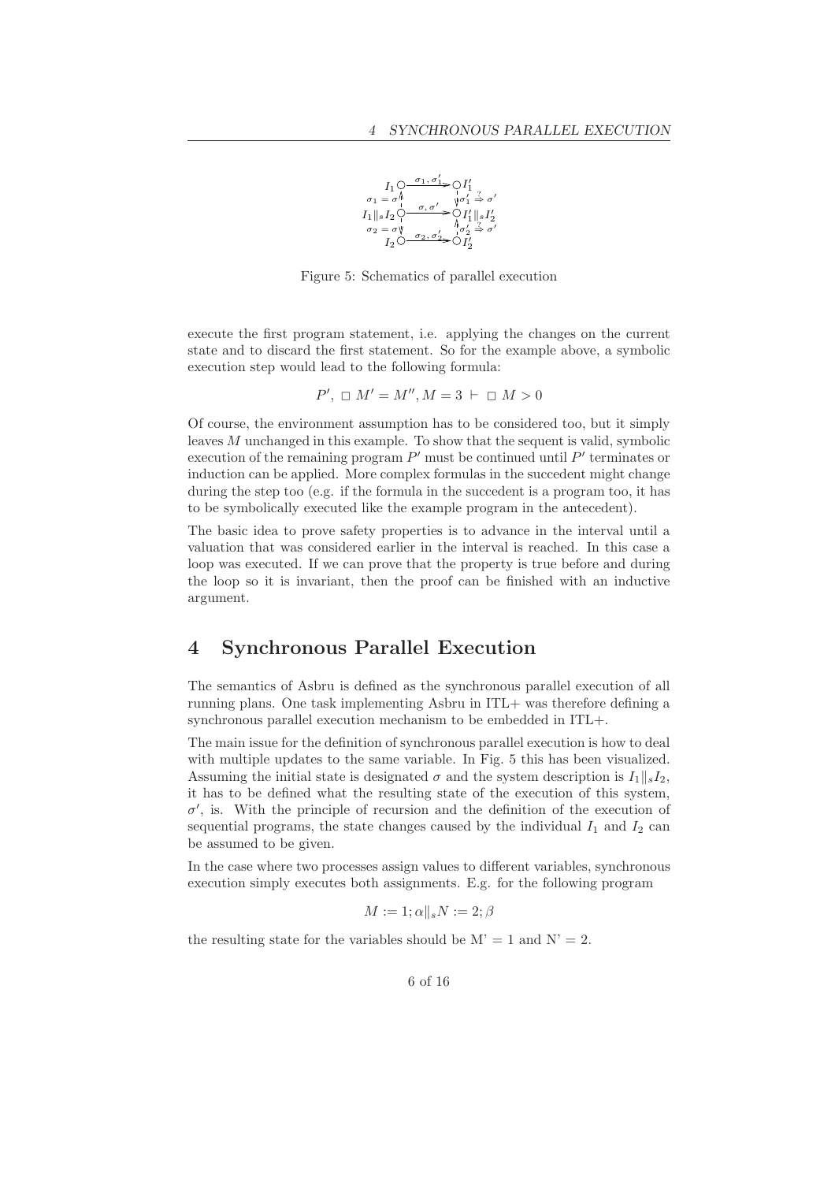Figure 5: Schematics of parallel execution

execute the first program statement, i.e. applying the changes on the current state and to discard the first statement. So for the example above, a symbolic execution step would lead to the following formula:

$$P',\ \Box\ M' = M'', M = 3\ \vdash\ \Box\ M > 0$$

Of course, the environment assumption has to be considered too, but it simply leaves $M$ unchanged in this example. To show that the sequent is valid, symbolic execution of the remaining program $P'$ must be continued until $P'$ terminates or induction can be applied. More complex formulas in the succedent might change during the step too (e.g. if the formula in the succedent is a program too, it has to be symbolically executed like the example program in the antecedent).

The basic idea to prove safety properties is to advance in the interval until a valuation that was considered earlier in the interval is reached. In this case a loop was executed. If we can prove that the property is true before and during the loop so it is invariant, then the proof can be finished with an inductive argument.

# 4 Synchronous Parallel Execution

The semantics of Asbru is defined as the synchronous parallel execution of all running plans. One task implementing Asbru in ITL+ was therefore defining a synchronous parallel execution mechanism to be embedded in ITL+.

The main issue for the definition of synchronous parallel execution is how to deal with multiple updates to the same variable. In Fig. 5 this has been visualized. Assuming the initial state is designated $\sigma$ and the system description is $I_1 \|_s I_2$, it has to be defined what the resulting state of the execution of this system, $\sigma'$, is. With the principle of recursion and the definition of the execution of sequential programs, the state changes caused by the individual $I_1$ and $I_2$ can be assumed to be given.

In the case where two processes assign values to different variables, synchronous execution simply executes both assignments. E.g. for the following program

$$M := 1; \alpha \|_s N := 2; \beta$$

the resulting state for the variables should be M' = 1 and N' = 2.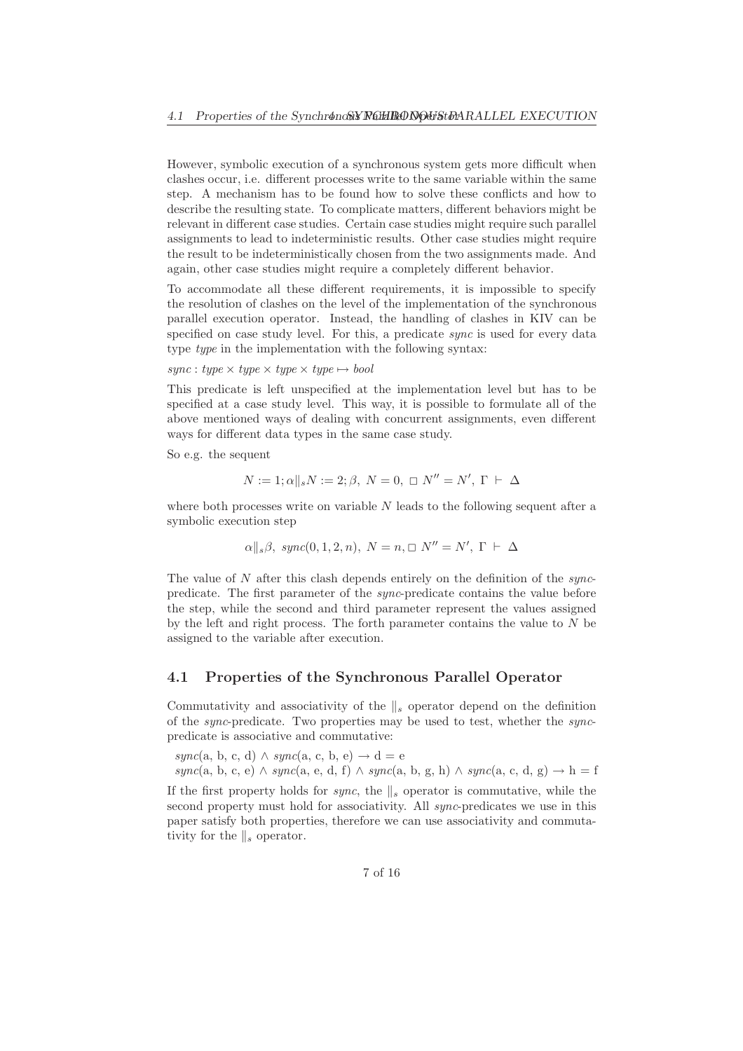However, symbolic execution of a synchronous system gets more difficult when clashes occur, i.e. different processes write to the same variable within the same step. A mechanism has to be found how to solve these conflicts and how to describe the resulting state. To complicate matters, different behaviors might be relevant in different case studies. Certain case studies might require such parallel assignments to lead to indeterministic results. Other case studies might require the result to be indeterministically chosen from the two assignments made. And again, other case studies might require a completely different behavior.

To accommodate all these different requirements, it is impossible to specify the resolution of clashes on the level of the implementation of the synchronous parallel execution operator. Instead, the handling of clashes in KIV can be specified on case study level. For this, a predicate *sync* is used for every data type *type* in the implementation with the following syntax:

$sync : type \times type \times type \times type \mapsto bool$

This predicate is left unspecified at the implementation level but has to be specified at a case study level. This way, it is possible to formulate all of the above mentioned ways of dealing with concurrent assignments, even different ways for different data types in the same case study.

So e.g. the sequent

$$N := 1; \alpha \|_s N := 2; \beta,\ N = 0,\ \Box\ N'' = N',\ \Gamma\ \vdash\ \Delta$$

where both processes write on variable $N$ leads to the following sequent after a symbolic execution step

$$\alpha \|_s \beta,\ sync(0, 1, 2, n),\ N = n, \Box\ N'' = N',\ \Gamma\ \vdash\ \Delta$$

The value of $N$ after this clash depends entirely on the definition of the *sync*-predicate. The first parameter of the *sync*-predicate contains the value before the step, while the second and third parameter represent the values assigned by the left and right process. The forth parameter contains the value to $N$ be assigned to the variable after execution.

## 4.1 Properties of the Synchronous Parallel Operator

Commutativity and associativity of the $\|_s$ operator depend on the definition of the *sync*-predicate. Two properties may be used to test, whether the *sync*-predicate is associative and commutative:

$sync(\mathrm{a, b, c, d}) \wedge sync(\mathrm{a, c, b, e}) \rightarrow \mathrm{d = e}$
$sync(\mathrm{a, b, c, e}) \wedge sync(\mathrm{a, e, d, f}) \wedge sync(\mathrm{a, b, g, h}) \wedge sync(\mathrm{a, c, d, g}) \rightarrow \mathrm{h = f}$

If the first property holds for *sync*, the $\|_s$ operator is commutative, while the second property must hold for associativity. All *sync*-predicates we use in this paper satisfy both properties, therefore we can use associativity and commutativity for the $\|_s$ operator.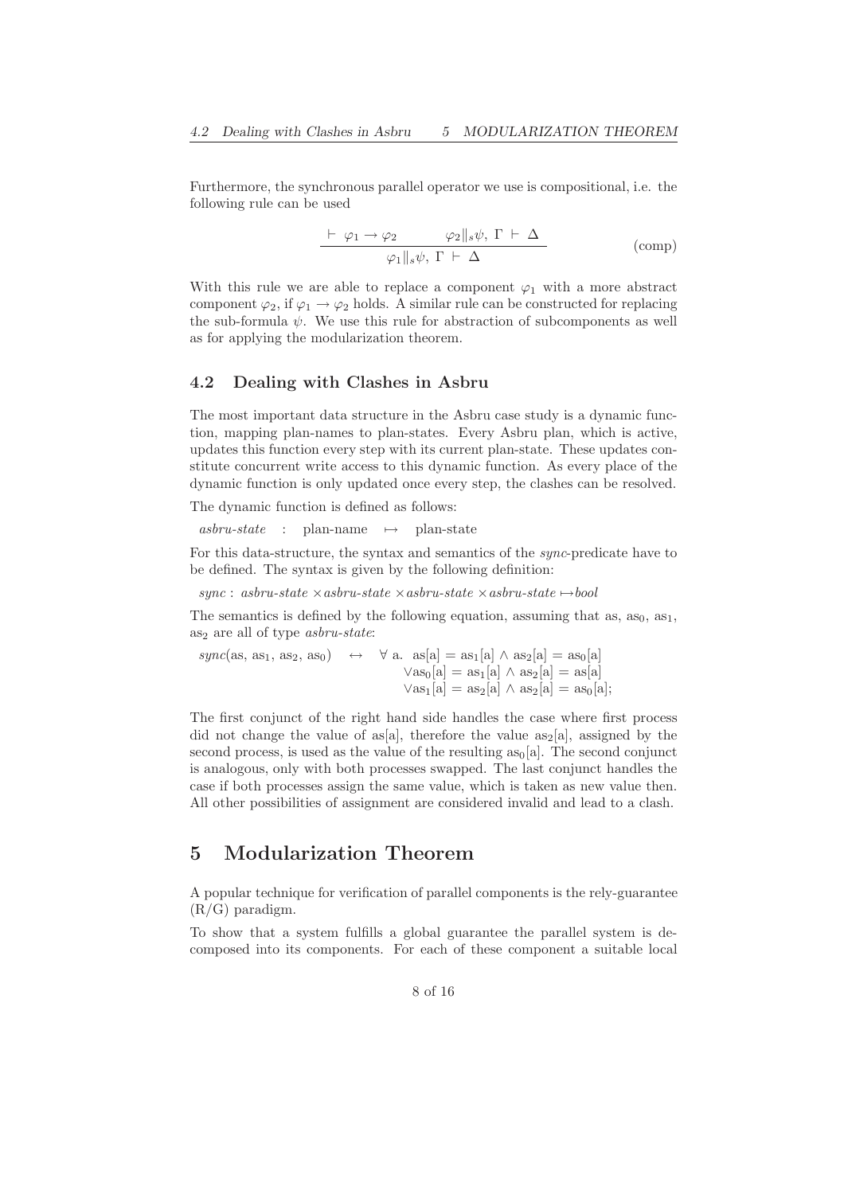Furthermore, the synchronous parallel operator we use is compositional, i.e. the following rule can be used

$$\frac{\vdash\ \varphi_1 \rightarrow \varphi_2 \qquad \varphi_2\|_s\psi,\ \Gamma\ \vdash\ \Delta}{\varphi_1\|_s\psi,\ \Gamma\ \vdash\ \Delta} \qquad \text{(comp)}$$

With this rule we are able to replace a component $\varphi_1$ with a more abstract component $\varphi_2$, if $\varphi_1 \rightarrow \varphi_2$ holds. A similar rule can be constructed for replacing the sub-formula $\psi$. We use this rule for abstraction of subcomponents as well as for applying the modularization theorem.

## 4.2 Dealing with Clashes in Asbru

The most important data structure in the Asbru case study is a dynamic function, mapping plan-names to plan-states. Every Asbru plan, which is active, updates this function every step with its current plan-state. These updates constitute concurrent write access to this dynamic function. As every place of the dynamic function is only updated once every step, the clashes can be resolved.

The dynamic function is defined as follows:

$\textit{asbru-state} \ : \ \text{plan-name} \ \mapsto \ \text{plan-state}$

For this data-structure, the syntax and semantics of the *sync*-predicate have to be defined. The syntax is given by the following definition:

$\textit{sync} : \textit{asbru-state} \times \textit{asbru-state} \times \textit{asbru-state} \times \textit{asbru-state} \mapsto \textit{bool}$

The semantics is defined by the following equation, assuming that as, $\text{as}_0$, $\text{as}_1$, $\text{as}_2$ are all of type *asbru-state*:

$$\begin{aligned}\textit{sync}(\text{as}, \text{as}_1, \text{as}_2, \text{as}_0) \ \leftrightarrow \ \forall \text{ a. } & \text{as[a]} = \text{as}_1\text{[a]} \wedge \text{as}_2\text{[a]} = \text{as}_0\text{[a]} \\ & \vee \text{as}_0\text{[a]} = \text{as}_1\text{[a]} \wedge \text{as}_2\text{[a]} = \text{as[a]} \\ & \vee \text{as}_1\text{[a]} = \text{as}_2\text{[a]} \wedge \text{as}_2\text{[a]} = \text{as}_0\text{[a]};\end{aligned}$$

The first conjunct of the right hand side handles the case where first process did not change the value of as[a], therefore the value $\text{as}_2$[a], assigned by the second process, is used as the value of the resulting $\text{as}_0$[a]. The second conjunct is analogous, only with both processes swapped. The last conjunct handles the case if both processes assign the same value, which is taken as new value then. All other possibilities of assignment are considered invalid and lead to a clash.

# 5 Modularization Theorem

A popular technique for verification of parallel components is the rely-guarantee (R/G) paradigm.

To show that a system fulfills a global guarantee the parallel system is decomposed into its components. For each of these component a suitable local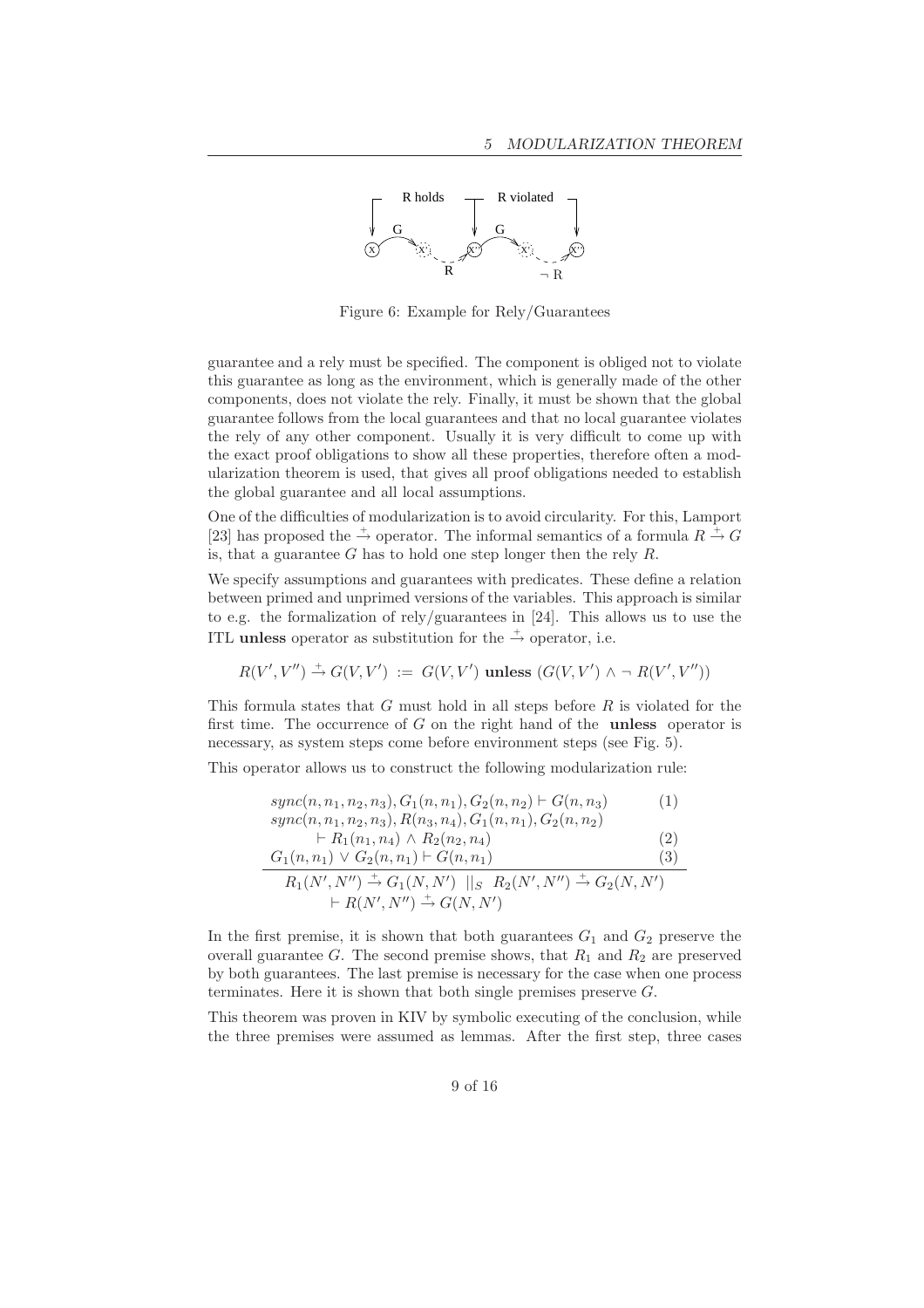Figure 6: Example for Rely/Guarantees

guarantee and a rely must be specified. The component is obliged not to violate this guarantee as long as the environment, which is generally made of the other components, does not violate the rely. Finally, it must be shown that the global guarantee follows from the local guarantees and that no local guarantee violates the rely of any other component. Usually it is very difficult to come up with the exact proof obligations to show all these properties, therefore often a modularization theorem is used, that gives all proof obligations needed to establish the global guarantee and all local assumptions.

One of the difficulties of modularization is to avoid circularity. For this, Lamport [23] has proposed the $\xrightarrow{+}$ operator. The informal semantics of a formula $R \xrightarrow{+} G$ is, that a guarantee $G$ has to hold one step longer then the rely $R$.

We specify assumptions and guarantees with predicates. These define a relation between primed and unprimed versions of the variables. This approach is similar to e.g. the formalization of rely/guarantees in [24]. This allows us to use the ITL **unless** operator as substitution for the $\xrightarrow{+}$ operator, i.e.

$$R(V', V'') \xrightarrow{+} G(V, V') \;:=\; G(V, V') \;\textbf{unless}\; (G(V, V') \wedge \neg\, R(V', V''))$$

This formula states that $G$ must hold in all steps before $R$ is violated for the first time. The occurrence of $G$ on the right hand of the **unless** operator is necessary, as system steps come before environment steps (see Fig. 5).

This operator allows us to construct the following modularization rule:

$$\frac{\begin{array}{ll} sync(n, n_1, n_2, n_3), G_1(n, n_1), G_2(n, n_2) \vdash G(n, n_3) & (1) \\ sync(n, n_1, n_2, n_3), R(n_3, n_4), G_1(n, n_1), G_2(n, n_2) & \\ \quad \vdash R_1(n_1, n_4) \wedge R_2(n_2, n_4) & (2) \\ G_1(n, n_1) \vee G_2(n, n_1) \vdash G(n, n_1) & (3) \end{array}}{\begin{array}{l} R_1(N', N'') \xrightarrow{+} G_1(N, N') \;\;||_S\;\; R_2(N', N'') \xrightarrow{+} G_2(N, N') \\ \quad \vdash R(N', N'') \xrightarrow{+} G(N, N') \end{array}}$$

In the first premise, it is shown that both guarantees $G_1$ and $G_2$ preserve the overall guarantee $G$. The second premise shows, that $R_1$ and $R_2$ are preserved by both guarantees. The last premise is necessary for the case when one process terminates. Here it is shown that both single premises preserve $G$.

This theorem was proven in KIV by symbolic executing of the conclusion, while the three premises were assumed as lemmas. After the first step, three cases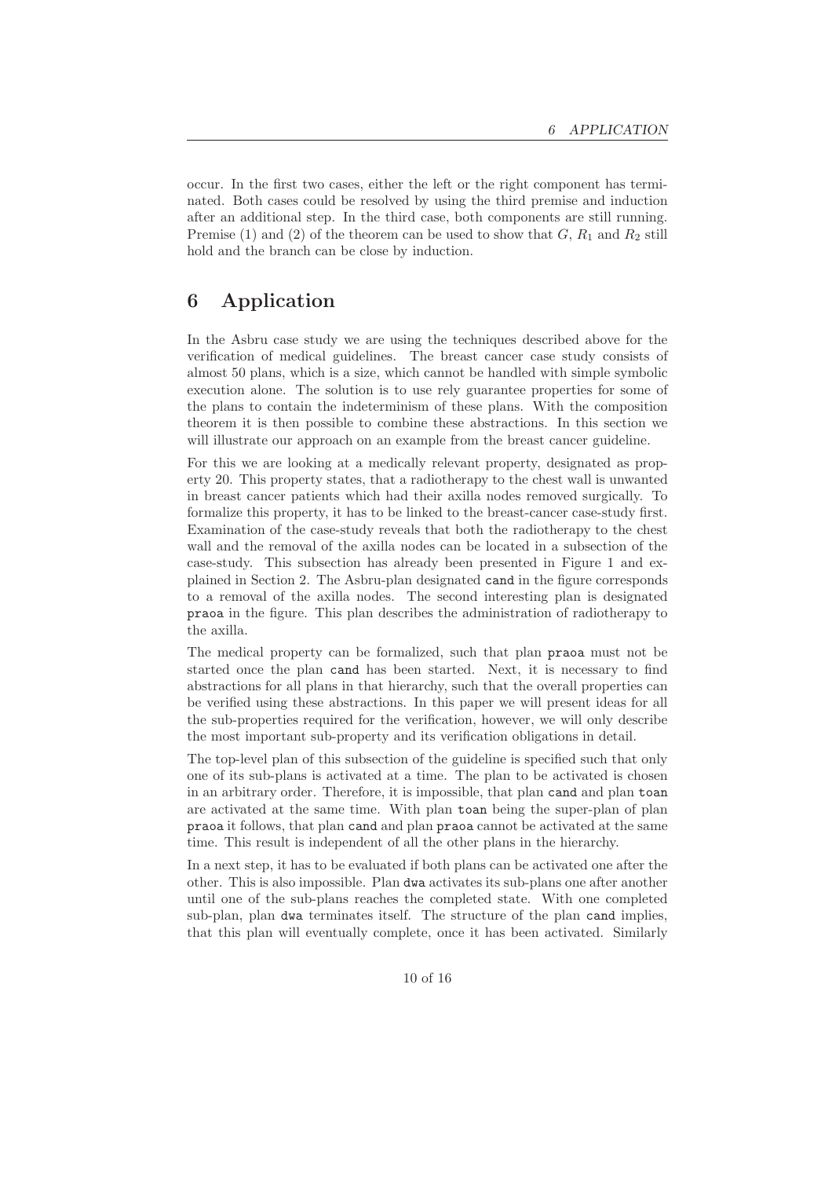occur. In the first two cases, either the left or the right component has terminated. Both cases could be resolved by using the third premise and induction after an additional step. In the third case, both components are still running. Premise (1) and (2) of the theorem can be used to show that $G$, $R_1$ and $R_2$ still hold and the branch can be close by induction.

# 6 Application

In the Asbru case study we are using the techniques described above for the verification of medical guidelines. The breast cancer case study consists of almost 50 plans, which is a size, which cannot be handled with simple symbolic execution alone. The solution is to use rely guarantee properties for some of the plans to contain the indeterminism of these plans. With the composition theorem it is then possible to combine these abstractions. In this section we will illustrate our approach on an example from the breast cancer guideline.

For this we are looking at a medically relevant property, designated as property 20. This property states, that a radiotherapy to the chest wall is unwanted in breast cancer patients which had their axilla nodes removed surgically. To formalize this property, it has to be linked to the breast-cancer case-study first. Examination of the case-study reveals that both the radiotherapy to the chest wall and the removal of the axilla nodes can be located in a subsection of the case-study. This subsection has already been presented in Figure 1 and explained in Section 2. The Asbru-plan designated `cand` in the figure corresponds to a removal of the axilla nodes. The second interesting plan is designated `praoa` in the figure. This plan describes the administration of radiotherapy to the axilla.

The medical property can be formalized, such that plan `praoa` must not be started once the plan `cand` has been started. Next, it is necessary to find abstractions for all plans in that hierarchy, such that the overall properties can be verified using these abstractions. In this paper we will present ideas for all the sub-properties required for the verification, however, we will only describe the most important sub-property and its verification obligations in detail.

The top-level plan of this subsection of the guideline is specified such that only one of its sub-plans is activated at a time. The plan to be activated is chosen in an arbitrary order. Therefore, it is impossible, that plan `cand` and plan `toan` are activated at the same time. With plan `toan` being the super-plan of plan `praoa` it follows, that plan `cand` and plan `praoa` cannot be activated at the same time. This result is independent of all the other plans in the hierarchy.

In a next step, it has to be evaluated if both plans can be activated one after the other. This is also impossible. Plan `dwa` activates its sub-plans one after another until one of the sub-plans reaches the completed state. With one completed sub-plan, plan `dwa` terminates itself. The structure of the plan `cand` implies, that this plan will eventually complete, once it has been activated. Similarly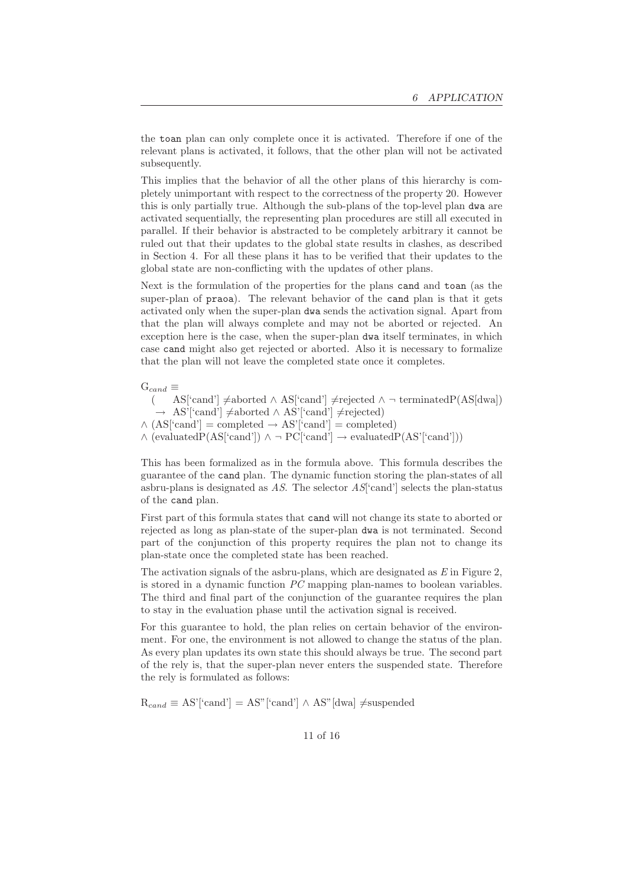the `toan` plan can only complete once it is activated. Therefore if one of the relevant plans is activated, it follows, that the other plan will not be activated subsequently.

This implies that the behavior of all the other plans of this hierarchy is completely unimportant with respect to the correctness of the property 20. However this is only partially true. Although the sub-plans of the top-level plan `dwa` are activated sequentially, the representing plan procedures are still all executed in parallel. If their behavior is abstracted to be completely arbitrary it cannot be ruled out that their updates to the global state results in clashes, as described in Section 4. For all these plans it has to be verified that their updates to the global state are non-conflicting with the updates of other plans.

Next is the formulation of the properties for the plans `cand` and `toan` (as the super-plan of `praoa`). The relevant behavior of the `cand` plan is that it gets activated only when the super-plan `dwa` sends the activation signal. Apart from that the plan will always complete and may not be aborted or rejected. An exception here is the case, when the super-plan `dwa` itself terminates, in which case `cand` might also get rejected or aborted. Also it is necessary to formalize that the plan will not leave the completed state once it completes.

$$
\begin{aligned}
G_{cand} \equiv\; & (\; AS[\text{'cand'}] \neq \text{aborted} \wedge AS[\text{'cand'}] \neq \text{rejected} \wedge \neg\, \text{terminatedP}(AS[\text{dwa}]) \\
& \quad \rightarrow AS'[\text{'cand'}] \neq \text{aborted} \wedge AS'[\text{'cand'}] \neq \text{rejected}) \\
& \wedge (AS[\text{'cand'}] = \text{completed} \rightarrow AS'[\text{'cand'}] = \text{completed}) \\
& \wedge (\text{evaluatedP}(AS[\text{'cand'}]) \wedge \neg\, PC[\text{'cand'}] \rightarrow \text{evaluatedP}(AS'[\text{'cand'}]))
\end{aligned}
$$

This has been formalized as in the formula above. This formula describes the guarantee of the `cand` plan. The dynamic function storing the plan-states of all asbru-plans is designated as $AS$. The selector $AS$['cand'] selects the plan-status of the `cand` plan.

First part of this formula states that `cand` will not change its state to aborted or rejected as long as plan-state of the super-plan `dwa` is not terminated. Second part of the conjunction of this property requires the plan not to change its plan-state once the completed state has been reached.

The activation signals of the asbru-plans, which are designated as $E$ in Figure 2, is stored in a dynamic function $PC$ mapping plan-names to boolean variables. The third and final part of the conjunction of the guarantee requires the plan to stay in the evaluation phase until the activation signal is received.

For this guarantee to hold, the plan relies on certain behavior of the environment. For one, the environment is not allowed to change the status of the plan. As every plan updates its own state this should always be true. The second part of the rely is, that the super-plan never enters the suspended state. Therefore the rely is formulated as follows:

$$R_{cand} \equiv AS'[\text{'cand'}] = AS''[\text{'cand'}] \wedge AS''[\text{dwa}] \neq \text{suspended}$$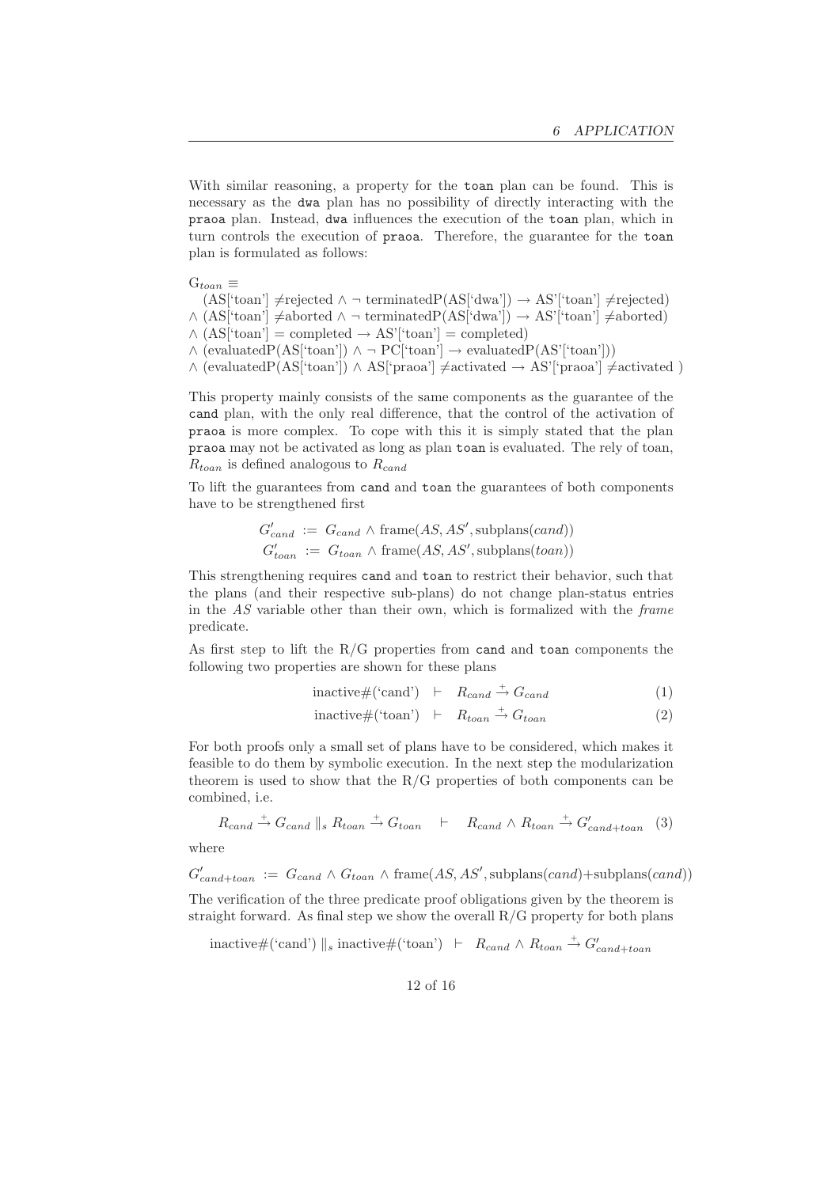With similar reasoning, a property for the `toan` plan can be found. This is necessary as the `dwa` plan has no possibility of directly interacting with the `praoa` plan. Instead, `dwa` influences the execution of the `toan` plan, which in turn controls the execution of `praoa`. Therefore, the guarantee for the `toan` plan is formulated as follows:

$$
\begin{aligned}
&G_{toan} \equiv \\
&\quad (\text{AS['toan']} \neq \text{rejected} \wedge \neg\, \text{terminatedP(AS['dwa'])} \rightarrow \text{AS'['toan']} \neq \text{rejected}) \\
&\wedge (\text{AS['toan']} \neq \text{aborted} \wedge \neg\, \text{terminatedP(AS['dwa'])} \rightarrow \text{AS'['toan']} \neq \text{aborted}) \\
&\wedge (\text{AS['toan']} = \text{completed} \rightarrow \text{AS'['toan']} = \text{completed}) \\
&\wedge (\text{evaluatedP(AS['toan'])} \wedge \neg\, \text{PC['toan']} \rightarrow \text{evaluatedP(AS'['toan'])}) \\
&\wedge (\text{evaluatedP(AS['toan'])} \wedge \text{AS['praoa']} \neq \text{activated} \rightarrow \text{AS'['praoa']} \neq \text{activated}\ )
\end{aligned}
$$

This property mainly consists of the same components as the guarantee of the `cand` plan, with the only real difference, that the control of the activation of `praoa` is more complex. To cope with this it is simply stated that the plan `praoa` may not be activated as long as plan `toan` is evaluated. The rely of toan, $R_{toan}$ is defined analogous to $R_{cand}$

To lift the guarantees from `cand` and `toan` the guarantees of both components have to be strengthened first

$$
\begin{aligned}
G'_{cand} &:= G_{cand} \wedge \text{frame}(AS, AS', \text{subplans}(cand)) \\
G'_{toan} &:= G_{toan} \wedge \text{frame}(AS, AS', \text{subplans}(toan))
\end{aligned}
$$

This strengthening requires `cand` and `toan` to restrict their behavior, such that the plans (and their respective sub-plans) do not change plan-status entries in the $AS$ variable other than their own, which is formalized with the *frame* predicate.

As first step to lift the R/G properties from `cand` and `toan` components the following two properties are shown for these plans

$$
\text{inactive\#('cand')} \vdash R_{cand} \xrightarrow{+} G_{cand} \tag{1}
$$

$$
\text{inactive\#('toan')} \vdash R_{toan} \xrightarrow{+} G_{toan} \tag{2}
$$

For both proofs only a small set of plans have to be considered, which makes it feasible to do them by symbolic execution. In the next step the modularization theorem is used to show that the R/G properties of both components can be combined, i.e.

$$
R_{cand} \xrightarrow{+} G_{cand} \parallel_s R_{toan} \xrightarrow{+} G_{toan} \quad \vdash \quad R_{cand} \wedge R_{toan} \xrightarrow{+} G'_{cand+toan} \tag{3}
$$

where

$$
G'_{cand+toan} := G_{cand} \wedge G_{toan} \wedge \text{frame}(AS, AS', \text{subplans}(cand)+\text{subplans}(cand))
$$

The verification of the three predicate proof obligations given by the theorem is straight forward. As final step we show the overall R/G property for both plans

$$
\text{inactive\#('cand')} \parallel_s \text{inactive\#('toan')} \vdash R_{cand} \wedge R_{toan} \xrightarrow{+} G'_{cand+toan}
$$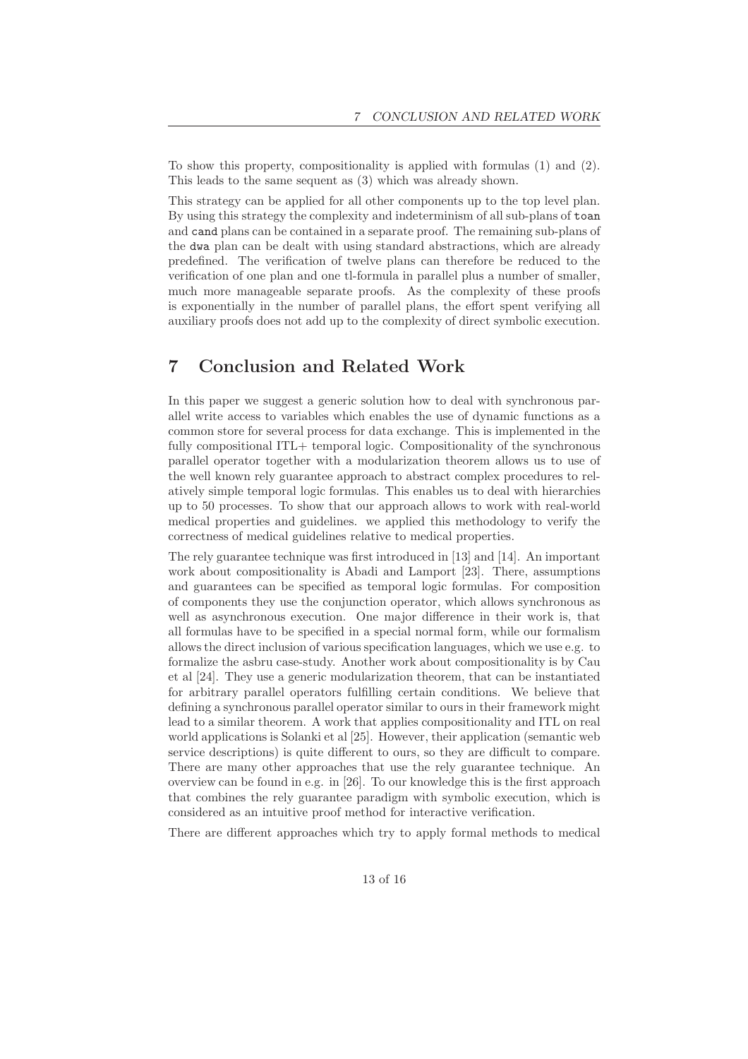To show this property, compositionality is applied with formulas (1) and (2). This leads to the same sequent as (3) which was already shown.

This strategy can be applied for all other components up to the top level plan. By using this strategy the complexity and indeterminism of all sub-plans of `toan` and `cand` plans can be contained in a separate proof. The remaining sub-plans of the `dwa` plan can be dealt with using standard abstractions, which are already predefined. The verification of twelve plans can therefore be reduced to the verification of one plan and one tl-formula in parallel plus a number of smaller, much more manageable separate proofs. As the complexity of these proofs is exponentially in the number of parallel plans, the effort spent verifying all auxiliary proofs does not add up to the complexity of direct symbolic execution.

# 7 Conclusion and Related Work

In this paper we suggest a generic solution how to deal with synchronous parallel write access to variables which enables the use of dynamic functions as a common store for several process for data exchange. This is implemented in the fully compositional ITL+ temporal logic. Compositionality of the synchronous parallel operator together with a modularization theorem allows us to use of the well known rely guarantee approach to abstract complex procedures to relatively simple temporal logic formulas. This enables us to deal with hierarchies up to 50 processes. To show that our approach allows to work with real-world medical properties and guidelines. we applied this methodology to verify the correctness of medical guidelines relative to medical properties.

The rely guarantee technique was first introduced in [13] and [14]. An important work about compositionality is Abadi and Lamport [23]. There, assumptions and guarantees can be specified as temporal logic formulas. For composition of components they use the conjunction operator, which allows synchronous as well as asynchronous execution. One major difference in their work is, that all formulas have to be specified in a special normal form, while our formalism allows the direct inclusion of various specification languages, which we use e.g. to formalize the asbru case-study. Another work about compositionality is by Cau et al [24]. They use a generic modularization theorem, that can be instantiated for arbitrary parallel operators fulfilling certain conditions. We believe that defining a synchronous parallel operator similar to ours in their framework might lead to a similar theorem. A work that applies compositionality and ITL on real world applications is Solanki et al [25]. However, their application (semantic web service descriptions) is quite different to ours, so they are difficult to compare. There are many other approaches that use the rely guarantee technique. An overview can be found in e.g. in [26]. To our knowledge this is the first approach that combines the rely guarantee paradigm with symbolic execution, which is considered as an intuitive proof method for interactive verification.

There are different approaches which try to apply formal methods to medical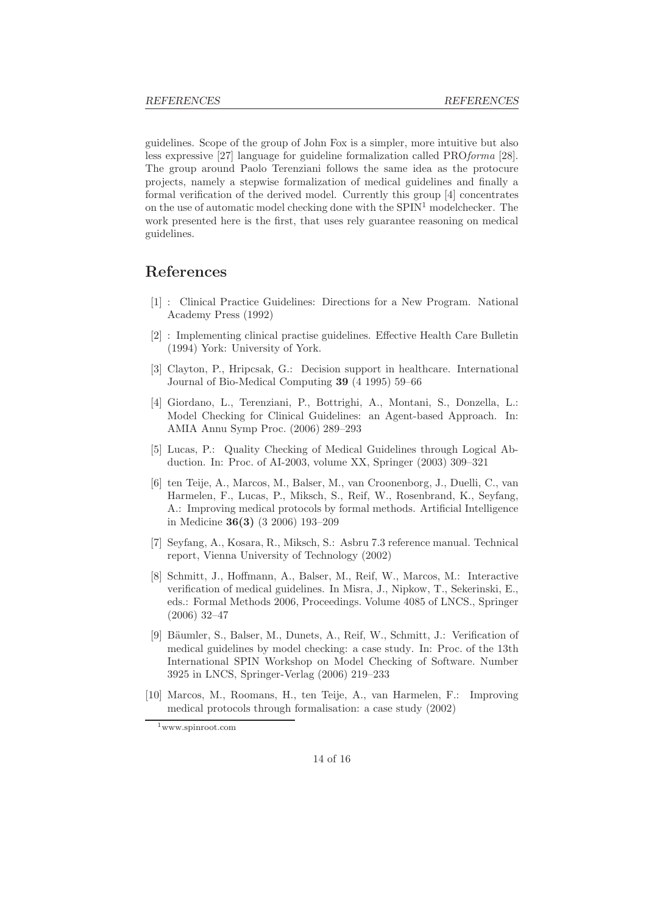guidelines. Scope of the group of John Fox is a simpler, more intuitive but also less expressive [27] language for guideline formalization called PRO*forma* [28]. The group around Paolo Terenziani follows the same idea as the protocure projects, namely a stepwise formalization of medical guidelines and finally a formal verification of the derived model. Currently this group [4] concentrates on the use of automatic model checking done with the SPIN[1] modelchecker. The work presented here is the first, that uses rely guarantee reasoning on medical guidelines.

# References

[1] : Clinical Practice Guidelines: Directions for a New Program. National Academy Press (1992)

[2] : Implementing clinical practise guidelines. Effective Health Care Bulletin (1994) York: University of York.

[3] Clayton, P., Hripcsak, G.: Decision support in healthcare. International Journal of Bio-Medical Computing **39** (4 1995) 59–66

[4] Giordano, L., Terenziani, P., Bottrighi, A., Montani, S., Donzella, L.: Model Checking for Clinical Guidelines: an Agent-based Approach. In: AMIA Annu Symp Proc. (2006) 289–293

[5] Lucas, P.: Quality Checking of Medical Guidelines through Logical Abduction. In: Proc. of AI-2003, volume XX, Springer (2003) 309–321

[6] ten Teije, A., Marcos, M., Balser, M., van Croonenborg, J., Duelli, C., van Harmelen, F., Lucas, P., Miksch, S., Reif, W., Rosenbrand, K., Seyfang, A.: Improving medical protocols by formal methods. Artificial Intelligence in Medicine **36(3)** (3 2006) 193–209

[7] Seyfang, A., Kosara, R., Miksch, S.: Asbru 7.3 reference manual. Technical report, Vienna University of Technology (2002)

[8] Schmitt, J., Hoffmann, A., Balser, M., Reif, W., Marcos, M.: Interactive verification of medical guidelines. In Misra, J., Nipkow, T., Sekerinski, E., eds.: Formal Methods 2006, Proceedings. Volume 4085 of LNCS., Springer (2006) 32–47

[9] Bäumler, S., Balser, M., Dunets, A., Reif, W., Schmitt, J.: Verification of medical guidelines by model checking: a case study. In: Proc. of the 13th International SPIN Workshop on Model Checking of Software. Number 3925 in LNCS, Springer-Verlag (2006) 219–233

[10] Marcos, M., Roomans, H., ten Teije, A., van Harmelen, F.: Improving medical protocols through formalisation: a case study (2002)

[1] www.spinroot.com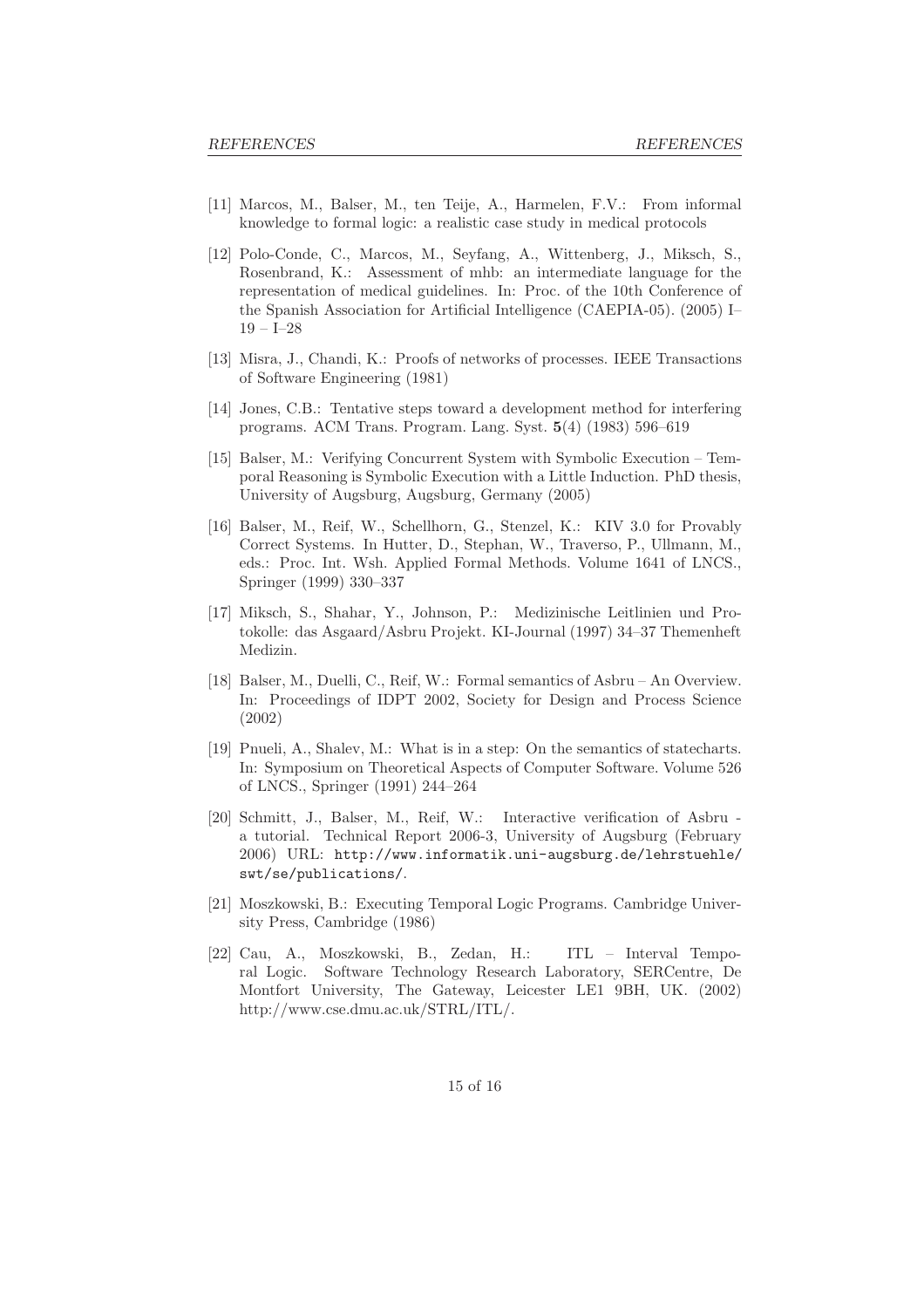[11] Marcos, M., Balser, M., ten Teije, A., Harmelen, F.V.: From informal knowledge to formal logic: a realistic case study in medical protocols

[12] Polo-Conde, C., Marcos, M., Seyfang, A., Wittenberg, J., Miksch, S., Rosenbrand, K.: Assessment of mhb: an intermediate language for the representation of medical guidelines. In: Proc. of the 10th Conference of the Spanish Association for Artificial Intelligence (CAEPIA-05). (2005) I–19 – I–28

[13] Misra, J., Chandi, K.: Proofs of networks of processes. IEEE Transactions of Software Engineering (1981)

[14] Jones, C.B.: Tentative steps toward a development method for interfering programs. ACM Trans. Program. Lang. Syst. **5**(4) (1983) 596–619

[15] Balser, M.: Verifying Concurrent System with Symbolic Execution – Temporal Reasoning is Symbolic Execution with a Little Induction. PhD thesis, University of Augsburg, Augsburg, Germany (2005)

[16] Balser, M., Reif, W., Schellhorn, G., Stenzel, K.: KIV 3.0 for Provably Correct Systems. In Hutter, D., Stephan, W., Traverso, P., Ullmann, M., eds.: Proc. Int. Wsh. Applied Formal Methods. Volume 1641 of LNCS., Springer (1999) 330–337

[17] Miksch, S., Shahar, Y., Johnson, P.: Medizinische Leitlinien und Protokolle: das Asgaard/Asbru Projekt. KI-Journal (1997) 34–37 Themenheft Medizin.

[18] Balser, M., Duelli, C., Reif, W.: Formal semantics of Asbru – An Overview. In: Proceedings of IDPT 2002, Society for Design and Process Science (2002)

[19] Pnueli, A., Shalev, M.: What is in a step: On the semantics of statecharts. In: Symposium on Theoretical Aspects of Computer Software. Volume 526 of LNCS., Springer (1991) 244–264

[20] Schmitt, J., Balser, M., Reif, W.: Interactive verification of Asbru - a tutorial. Technical Report 2006-3, University of Augsburg (February 2006) URL: `http://www.informatik.uni-augsburg.de/lehrstuehle/swt/se/publications/`.

[21] Moszkowski, B.: Executing Temporal Logic Programs. Cambridge University Press, Cambridge (1986)

[22] Cau, A., Moszkowski, B., Zedan, H.: ITL – Interval Temporal Logic. Software Technology Research Laboratory, SERCentre, De Montfort University, The Gateway, Leicester LE1 9BH, UK. (2002) http://www.cse.dmu.ac.uk/STRL/ITL/.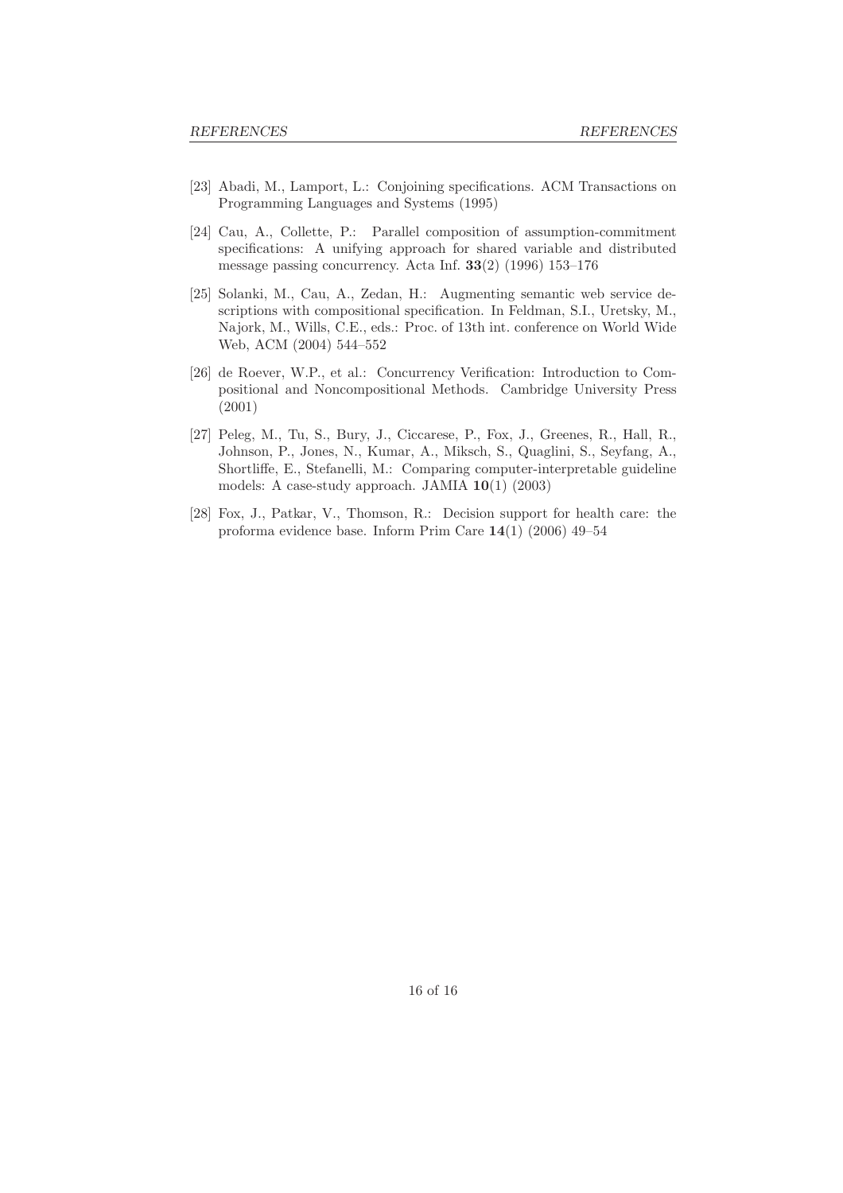[23] Abadi, M., Lamport, L.: Conjoining specifications. ACM Transactions on Programming Languages and Systems (1995)

[24] Cau, A., Collette, P.: Parallel composition of assumption-commitment specifications: A unifying approach for shared variable and distributed message passing concurrency. Acta Inf. **33**(2) (1996) 153–176

[25] Solanki, M., Cau, A., Zedan, H.: Augmenting semantic web service descriptions with compositional specification. In Feldman, S.I., Uretsky, M., Najork, M., Wills, C.E., eds.: Proc. of 13th int. conference on World Wide Web, ACM (2004) 544–552

[26] de Roever, W.P., et al.: Concurrency Verification: Introduction to Compositional and Noncompositional Methods. Cambridge University Press (2001)

[27] Peleg, M., Tu, S., Bury, J., Ciccarese, P., Fox, J., Greenes, R., Hall, R., Johnson, P., Jones, N., Kumar, A., Miksch, S., Quaglini, S., Seyfang, A., Shortliffe, E., Stefanelli, M.: Comparing computer-interpretable guideline models: A case-study approach. JAMIA **10**(1) (2003)

[28] Fox, J., Patkar, V., Thomson, R.: Decision support for health care: the proforma evidence base. Inform Prim Care **14**(1) (2006) 49–54